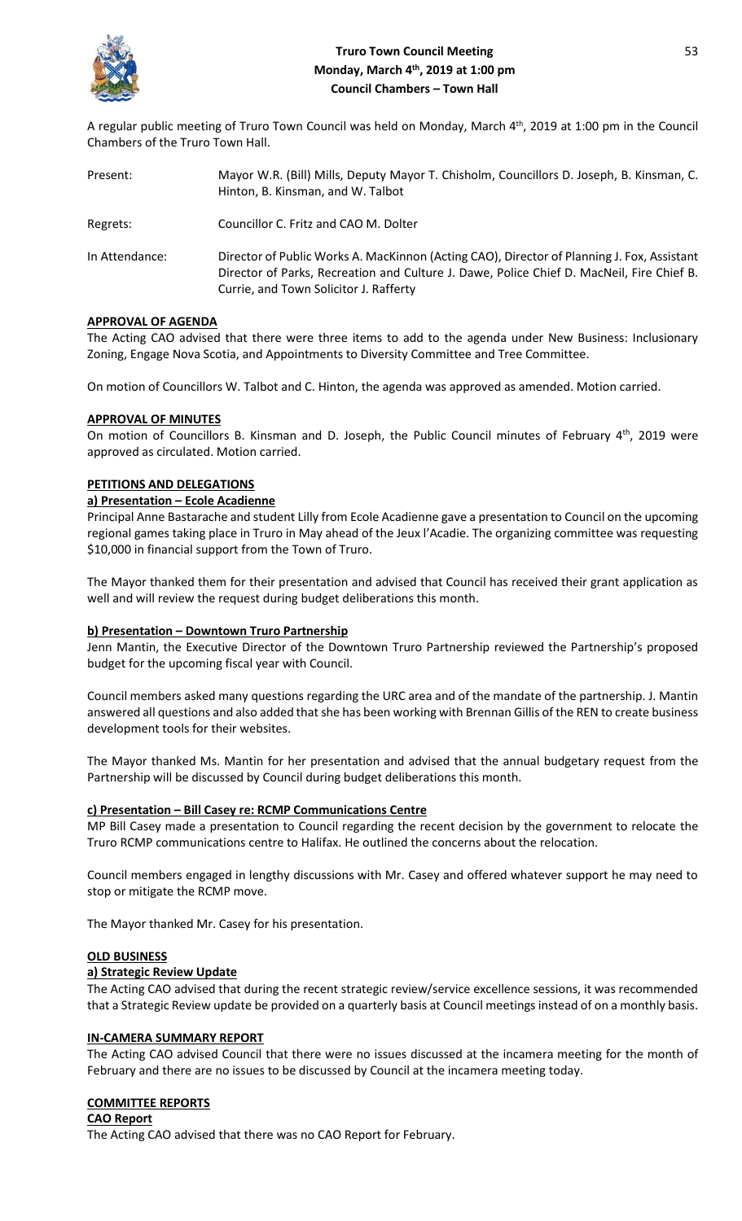# Truro Town Council Meeting
## Monday, March 4th, 2019 at 1:00 pm
## Council Chambers – Town Hall

A regular public meeting of Truro Town Council was held on Monday, March 4th, 2019 at 1:00 pm in the Council Chambers of the Truro Town Hall.

| | |
|---|---|
| Present: | Mayor W.R. (Bill) Mills, Deputy Mayor T. Chisholm, Councillors D. Joseph, B. Kinsman, C. Hinton, B. Kinsman, and W. Talbot |
| Regrets: | Councillor C. Fritz and CAO M. Dolter |
| In Attendance: | Director of Public Works A. MacKinnon (Acting CAO), Director of Planning J. Fox, Assistant Director of Parks, Recreation and Culture J. Dawe, Police Chief D. MacNeil, Fire Chief B. Currie, and Town Solicitor J. Rafferty |

### APPROVAL OF AGENDA

The Acting CAO advised that there were three items to add to the agenda under New Business: Inclusionary Zoning, Engage Nova Scotia, and Appointments to Diversity Committee and Tree Committee.

On motion of Councillors W. Talbot and C. Hinton, the agenda was approved as amended. Motion carried.

### APPROVAL OF MINUTES

On motion of Councillors B. Kinsman and D. Joseph, the Public Council minutes of February 4th, 2019 were approved as circulated. Motion carried.

### PETITIONS AND DELEGATIONS

#### a) Presentation – Ecole Acadienne

Principal Anne Bastarache and student Lilly from Ecole Acadienne gave a presentation to Council on the upcoming regional games taking place in Truro in May ahead of the Jeux l'Acadie. The organizing committee was requesting $10,000 in financial support from the Town of Truro.

The Mayor thanked them for their presentation and advised that Council has received their grant application as well and will review the request during budget deliberations this month.

#### b) Presentation – Downtown Truro Partnership

Jenn Mantin, the Executive Director of the Downtown Truro Partnership reviewed the Partnership's proposed budget for the upcoming fiscal year with Council.

Council members asked many questions regarding the URC area and of the mandate of the partnership. J. Mantin answered all questions and also added that she has been working with Brennan Gillis of the REN to create business development tools for their websites.

The Mayor thanked Ms. Mantin for her presentation and advised that the annual budgetary request from the Partnership will be discussed by Council during budget deliberations this month.

#### c) Presentation – Bill Casey re: RCMP Communications Centre

MP Bill Casey made a presentation to Council regarding the recent decision by the government to relocate the Truro RCMP communications centre to Halifax. He outlined the concerns about the relocation.

Council members engaged in lengthy discussions with Mr. Casey and offered whatever support he may need to stop or mitigate the RCMP move.

The Mayor thanked Mr. Casey for his presentation.

### OLD BUSINESS

#### a) Strategic Review Update

The Acting CAO advised that during the recent strategic review/service excellence sessions, it was recommended that a Strategic Review update be provided on a quarterly basis at Council meetings instead of on a monthly basis.

### IN-CAMERA SUMMARY REPORT

The Acting CAO advised Council that there were no issues discussed at the incamera meeting for the month of February and there are no issues to be discussed by Council at the incamera meeting today.

### COMMITTEE REPORTS

#### CAO Report

The Acting CAO advised that there was no CAO Report for February.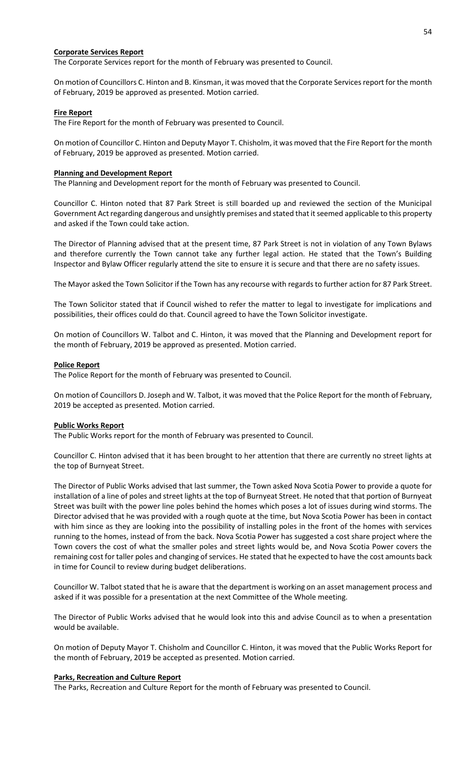**Corporate Services Report**

The Corporate Services report for the month of February was presented to Council.

On motion of Councillors C. Hinton and B. Kinsman, it was moved that the Corporate Services report for the month of February, 2019 be approved as presented. Motion carried.

**Fire Report**

The Fire Report for the month of February was presented to Council.

On motion of Councillor C. Hinton and Deputy Mayor T. Chisholm, it was moved that the Fire Report for the month of February, 2019 be approved as presented. Motion carried.

**Planning and Development Report**

The Planning and Development report for the month of February was presented to Council.

Councillor C. Hinton noted that 87 Park Street is still boarded up and reviewed the section of the Municipal Government Act regarding dangerous and unsightly premises and stated that it seemed applicable to this property and asked if the Town could take action.

The Director of Planning advised that at the present time, 87 Park Street is not in violation of any Town Bylaws and therefore currently the Town cannot take any further legal action. He stated that the Town's Building Inspector and Bylaw Officer regularly attend the site to ensure it is secure and that there are no safety issues.

The Mayor asked the Town Solicitor if the Town has any recourse with regards to further action for 87 Park Street.

The Town Solicitor stated that if Council wished to refer the matter to legal to investigate for implications and possibilities, their offices could do that. Council agreed to have the Town Solicitor investigate.

On motion of Councillors W. Talbot and C. Hinton, it was moved that the Planning and Development report for the month of February, 2019 be approved as presented. Motion carried.

**Police Report**

The Police Report for the month of February was presented to Council.

On motion of Councillors D. Joseph and W. Talbot, it was moved that the Police Report for the month of February, 2019 be accepted as presented. Motion carried.

**Public Works Report**

The Public Works report for the month of February was presented to Council.

Councillor C. Hinton advised that it has been brought to her attention that there are currently no street lights at the top of Burnyeat Street.

The Director of Public Works advised that last summer, the Town asked Nova Scotia Power to provide a quote for installation of a line of poles and street lights at the top of Burnyeat Street. He noted that that portion of Burnyeat Street was built with the power line poles behind the homes which poses a lot of issues during wind storms. The Director advised that he was provided with a rough quote at the time, but Nova Scotia Power has been in contact with him since as they are looking into the possibility of installing poles in the front of the homes with services running to the homes, instead of from the back. Nova Scotia Power has suggested a cost share project where the Town covers the cost of what the smaller poles and street lights would be, and Nova Scotia Power covers the remaining cost for taller poles and changing of services. He stated that he expected to have the cost amounts back in time for Council to review during budget deliberations.

Councillor W. Talbot stated that he is aware that the department is working on an asset management process and asked if it was possible for a presentation at the next Committee of the Whole meeting.

The Director of Public Works advised that he would look into this and advise Council as to when a presentation would be available.

On motion of Deputy Mayor T. Chisholm and Councillor C. Hinton, it was moved that the Public Works Report for the month of February, 2019 be accepted as presented. Motion carried.

**Parks, Recreation and Culture Report**

The Parks, Recreation and Culture Report for the month of February was presented to Council.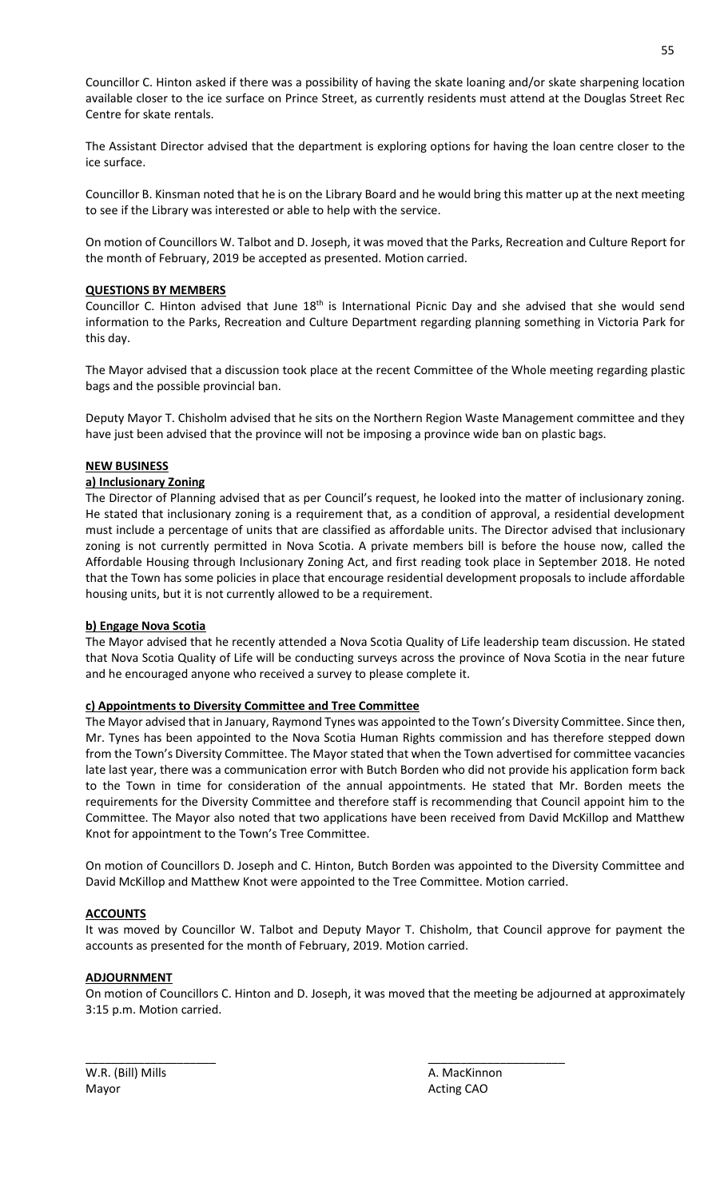Councillor C. Hinton asked if there was a possibility of having the skate loaning and/or skate sharpening location available closer to the ice surface on Prince Street, as currently residents must attend at the Douglas Street Rec Centre for skate rentals.

The Assistant Director advised that the department is exploring options for having the loan centre closer to the ice surface.

Councillor B. Kinsman noted that he is on the Library Board and he would bring this matter up at the next meeting to see if the Library was interested or able to help with the service.

On motion of Councillors W. Talbot and D. Joseph, it was moved that the Parks, Recreation and Culture Report for the month of February, 2019 be accepted as presented. Motion carried.

**QUESTIONS BY MEMBERS**

Councillor C. Hinton advised that June 18th is International Picnic Day and she advised that she would send information to the Parks, Recreation and Culture Department regarding planning something in Victoria Park for this day.

The Mayor advised that a discussion took place at the recent Committee of the Whole meeting regarding plastic bags and the possible provincial ban.

Deputy Mayor T. Chisholm advised that he sits on the Northern Region Waste Management committee and they have just been advised that the province will not be imposing a province wide ban on plastic bags.

**NEW BUSINESS**

**a) Inclusionary Zoning**

The Director of Planning advised that as per Council's request, he looked into the matter of inclusionary zoning. He stated that inclusionary zoning is a requirement that, as a condition of approval, a residential development must include a percentage of units that are classified as affordable units. The Director advised that inclusionary zoning is not currently permitted in Nova Scotia. A private members bill is before the house now, called the Affordable Housing through Inclusionary Zoning Act, and first reading took place in September 2018. He noted that the Town has some policies in place that encourage residential development proposals to include affordable housing units, but it is not currently allowed to be a requirement.

**b) Engage Nova Scotia**

The Mayor advised that he recently attended a Nova Scotia Quality of Life leadership team discussion. He stated that Nova Scotia Quality of Life will be conducting surveys across the province of Nova Scotia in the near future and he encouraged anyone who received a survey to please complete it.

**c) Appointments to Diversity Committee and Tree Committee**

The Mayor advised that in January, Raymond Tynes was appointed to the Town's Diversity Committee. Since then, Mr. Tynes has been appointed to the Nova Scotia Human Rights commission and has therefore stepped down from the Town's Diversity Committee. The Mayor stated that when the Town advertised for committee vacancies late last year, there was a communication error with Butch Borden who did not provide his application form back to the Town in time for consideration of the annual appointments. He stated that Mr. Borden meets the requirements for the Diversity Committee and therefore staff is recommending that Council appoint him to the Committee. The Mayor also noted that two applications have been received from David McKillop and Matthew Knot for appointment to the Town's Tree Committee.

On motion of Councillors D. Joseph and C. Hinton, Butch Borden was appointed to the Diversity Committee and David McKillop and Matthew Knot were appointed to the Tree Committee. Motion carried.

**ACCOUNTS**

It was moved by Councillor W. Talbot and Deputy Mayor T. Chisholm, that Council approve for payment the accounts as presented for the month of February, 2019. Motion carried.

**ADJOURNMENT**

On motion of Councillors C. Hinton and D. Joseph, it was moved that the meeting be adjourned at approximately 3:15 p.m. Motion carried.

____________________ ____________________

W.R. (Bill) Mills
Mayor

A. MacKinnon
Acting CAO